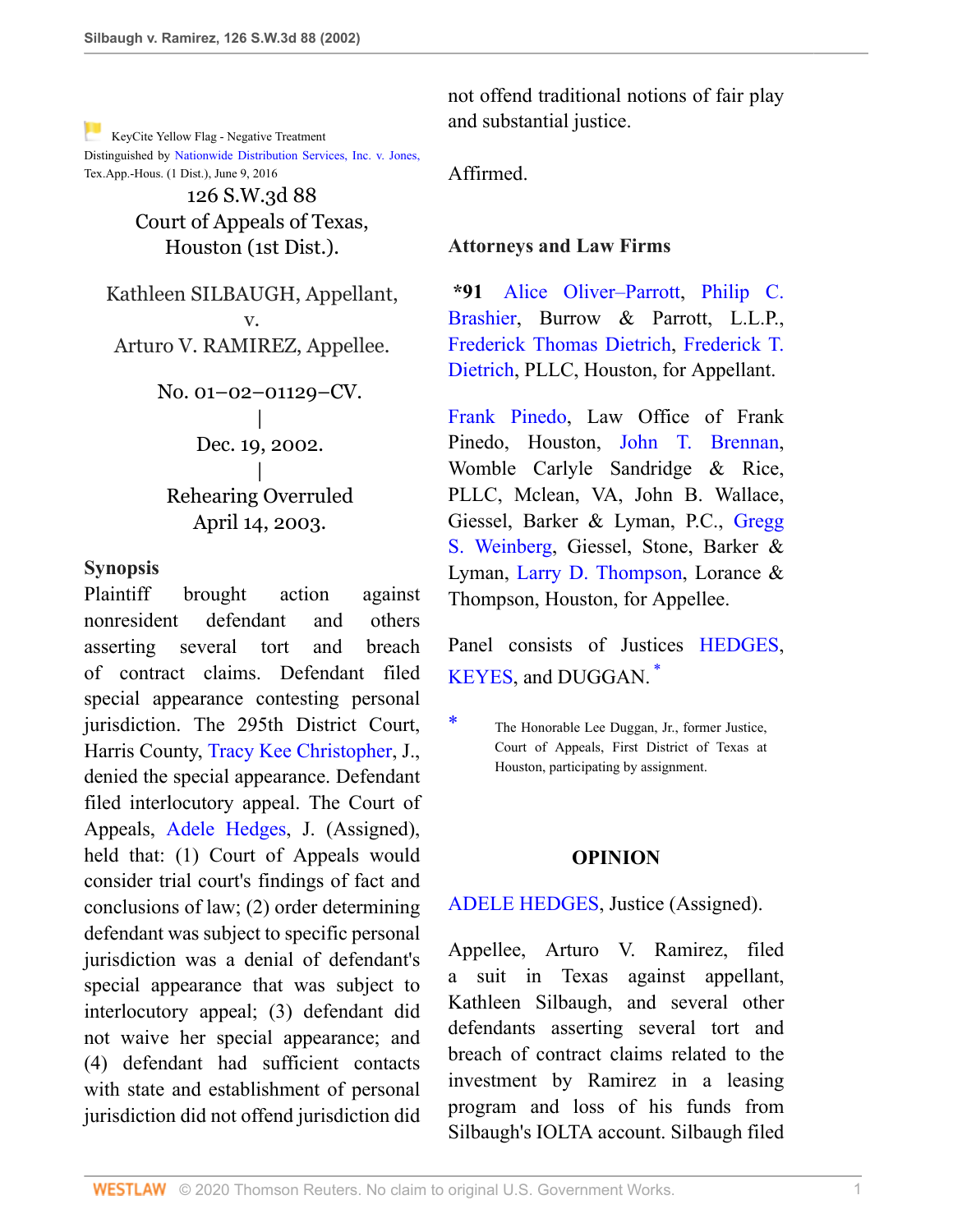KeyCite Yellow Flag - Negative Treatment
Distinguished by Nationwide Distribution Services, Inc. v. Jones, Tex.App.-Hous. (1 Dist.), June 9, 2016

126 S.W.3d 88
Court of Appeals of Texas,
Houston (1st Dist.).

Kathleen SILBAUGH, Appellant,
v.
Arturo V. RAMIREZ, Appellee.

No. 01–02–01129–CV.
|
Dec. 19, 2002.
|
Rehearing Overruled
April 14, 2003.

## Synopsis

Plaintiff brought action against nonresident defendant and others asserting several tort and breach of contract claims. Defendant filed special appearance contesting personal jurisdiction. The 295th District Court, Harris County, Tracy Kee Christopher, J., denied the special appearance. Defendant filed interlocutory appeal. The Court of Appeals, Adele Hedges, J. (Assigned), held that: (1) Court of Appeals would consider trial court's findings of fact and conclusions of law; (2) order determining defendant was subject to specific personal jurisdiction was a denial of defendant's special appearance that was subject to interlocutory appeal; (3) defendant did not waive her special appearance; and (4) defendant had sufficient contacts with state and establishment of personal jurisdiction did not offend jurisdiction did not offend traditional notions of fair play and substantial justice.

Affirmed.

## Attorneys and Law Firms

**\*91** Alice Oliver–Parrott, Philip C. Brashier, Burrow & Parrott, L.L.P., Frederick Thomas Dietrich, Frederick T. Dietrich, PLLC, Houston, for Appellant.

Frank Pinedo, Law Office of Frank Pinedo, Houston, John T. Brennan, Womble Carlyle Sandridge & Rice, PLLC, Mclean, VA, John B. Wallace, Giessel, Barker & Lyman, P.C., Gregg S. Weinberg, Giessel, Stone, Barker & Lyman, Larry D. Thompson, Lorance & Thompson, Houston, for Appellee.

Panel consists of Justices HEDGES, KEYES, and DUGGAN. *

\* The Honorable Lee Duggan, Jr., former Justice, Court of Appeals, First District of Texas at Houston, participating by assignment.

## OPINION

ADELE HEDGES, Justice (Assigned).

Appellee, Arturo V. Ramirez, filed a suit in Texas against appellant, Kathleen Silbaugh, and several other defendants asserting several tort and breach of contract claims related to the investment by Ramirez in a leasing program and loss of his funds from Silbaugh's IOLTA account. Silbaugh filed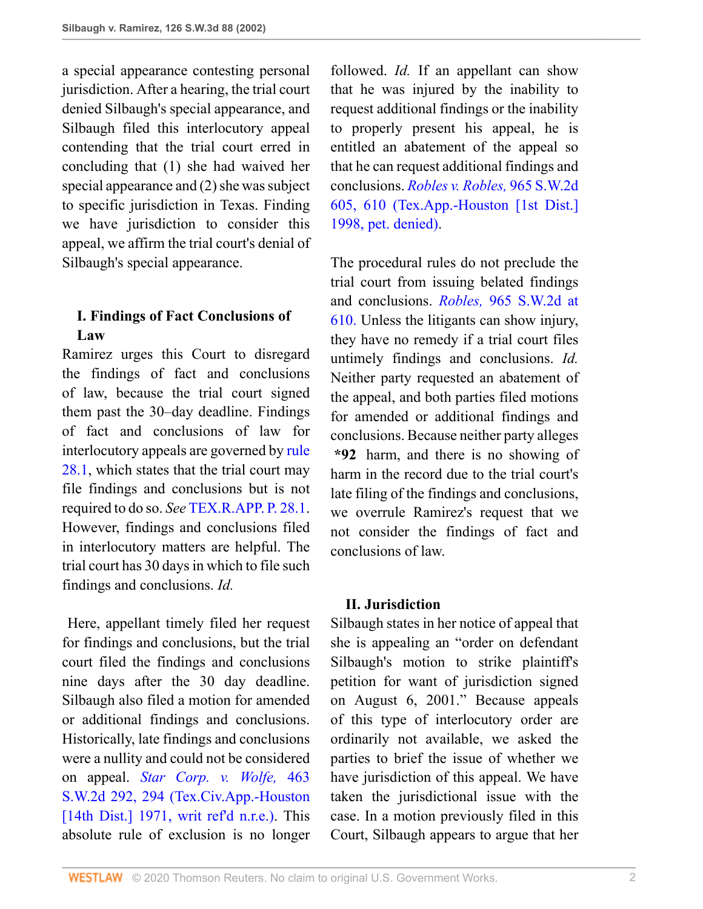a special appearance contesting personal jurisdiction. After a hearing, the trial court denied Silbaugh's special appearance, and Silbaugh filed this interlocutory appeal contending that the trial court erred in concluding that (1) she had waived her special appearance and (2) she was subject to specific jurisdiction in Texas. Finding we have jurisdiction to consider this appeal, we affirm the trial court's denial of Silbaugh's special appearance.

## I. Findings of Fact Conclusions of Law

Ramirez urges this Court to disregard the findings of fact and conclusions of law, because the trial court signed them past the 30–day deadline. Findings of fact and conclusions of law for interlocutory appeals are governed by rule 28.1, which states that the trial court may file findings and conclusions but is not required to do so. *See* TEX.R.APP. P. 28.1. However, findings and conclusions filed in interlocutory matters are helpful. The trial court has 30 days in which to file such findings and conclusions. *Id.*

Here, appellant timely filed her request for findings and conclusions, but the trial court filed the findings and conclusions nine days after the 30 day deadline. Silbaugh also filed a motion for amended or additional findings and conclusions. Historically, late findings and conclusions were a nullity and could not be considered on appeal. *Star Corp. v. Wolfe,* 463 S.W.2d 292, 294 (Tex.Civ.App.-Houston [14th Dist.] 1971, writ ref'd n.r.e.). This absolute rule of exclusion is no longer followed. *Id.* If an appellant can show that he was injured by the inability to request additional findings or the inability to properly present his appeal, he is entitled an abatement of the appeal so that he can request additional findings and conclusions. *Robles v. Robles,* 965 S.W.2d 605, 610 (Tex.App.-Houston [1st Dist.] 1998, pet. denied).

The procedural rules do not preclude the trial court from issuing belated findings and conclusions. *Robles,* 965 S.W.2d at 610. Unless the litigants can show injury, they have no remedy if a trial court files untimely findings and conclusions. *Id.* Neither party requested an abatement of the appeal, and both parties filed motions for amended or additional findings and conclusions. Because neither party alleges **\*92** harm, and there is no showing of harm in the record due to the trial court's late filing of the findings and conclusions, we overrule Ramirez's request that we not consider the findings of fact and conclusions of law.

## II. Jurisdiction

Silbaugh states in her notice of appeal that she is appealing an "order on defendant Silbaugh's motion to strike plaintiff's petition for want of jurisdiction signed on August 6, 2001." Because appeals of this type of interlocutory order are ordinarily not available, we asked the parties to brief the issue of whether we have jurisdiction of this appeal. We have taken the jurisdictional issue with the case. In a motion previously filed in this Court, Silbaugh appears to argue that her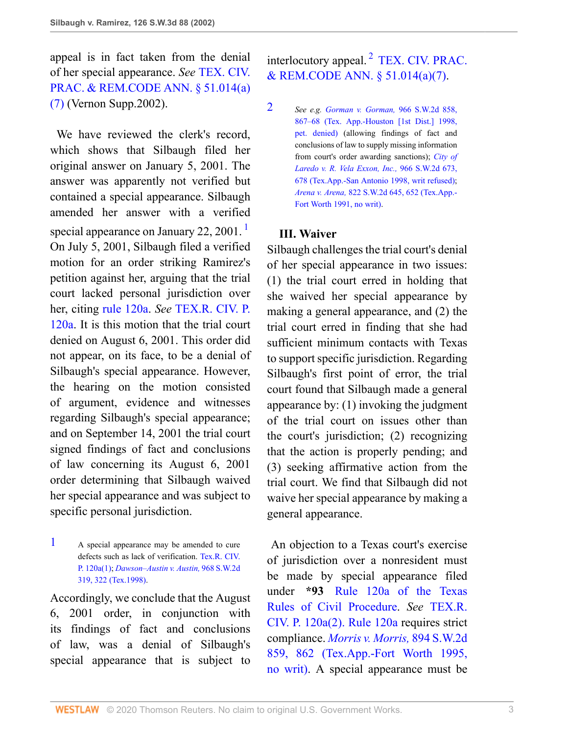appeal is in fact taken from the denial of her special appearance. *See* TEX. CIV. PRAC. & REM.CODE ANN. § 51.014(a)(7) (Vernon Supp.2002).

We have reviewed the clerk's record, which shows that Silbaugh filed her original answer on January 5, 2001. The answer was apparently not verified but contained a special appearance. Silbaugh amended her answer with a verified special appearance on January 22, 2001.[1] On July 5, 2001, Silbaugh filed a verified motion for an order striking Ramirez's petition against her, arguing that the trial court lacked personal jurisdiction over her, citing rule 120a. *See* TEX.R. CIV. P. 120a. It is this motion that the trial court denied on August 6, 2001. This order did not appear, on its face, to be a denial of Silbaugh's special appearance. However, the hearing on the motion consisted of argument, evidence and witnesses regarding Silbaugh's special appearance; and on September 14, 2001 the trial court signed findings of fact and conclusions of law concerning its August 6, 2001 order determining that Silbaugh waived her special appearance and was subject to specific personal jurisdiction.

1 A special appearance may be amended to cure defects such as lack of verification. Tex.R. CIV. P. 120a(1); *Dawson–Austin v. Austin,* 968 S.W.2d 319, 322 (Tex.1998).

Accordingly, we conclude that the August 6, 2001 order, in conjunction with its findings of fact and conclusions of law, was a denial of Silbaugh's special appearance that is subject to interlocutory appeal.[2] TEX. CIV. PRAC. & REM.CODE ANN. § 51.014(a)(7).

2 *See e.g. Gorman v. Gorman,* 966 S.W.2d 858, 867–68 (Tex. App.-Houston [1st Dist.] 1998, pet. denied) (allowing findings of fact and conclusions of law to supply missing information from court's order awarding sanctions); *City of Laredo v. R. Vela Exxon, Inc.,* 966 S.W.2d 673, 678 (Tex.App.-San Antonio 1998, writ refused); *Arena v. Arena,* 822 S.W.2d 645, 652 (Tex.App.-Fort Worth 1991, no writ).

### III. Waiver

Silbaugh challenges the trial court's denial of her special appearance in two issues: (1) the trial court erred in holding that she waived her special appearance by making a general appearance, and (2) the trial court erred in finding that she had sufficient minimum contacts with Texas to support specific jurisdiction. Regarding Silbaugh's first point of error, the trial court found that Silbaugh made a general appearance by: (1) invoking the judgment of the trial court on issues other than the court's jurisdiction; (2) recognizing that the action is properly pending; and (3) seeking affirmative action from the trial court. We find that Silbaugh did not waive her special appearance by making a general appearance.

An objection to a Texas court's exercise of jurisdiction over a nonresident must be made by special appearance filed under **\*93** Rule 120a of the Texas Rules of Civil Procedure. *See* TEX.R. CIV. P. 120a(2). Rule 120a requires strict compliance. *Morris v. Morris,* 894 S.W.2d 859, 862 (Tex.App.-Fort Worth 1995, no writ). A special appearance must be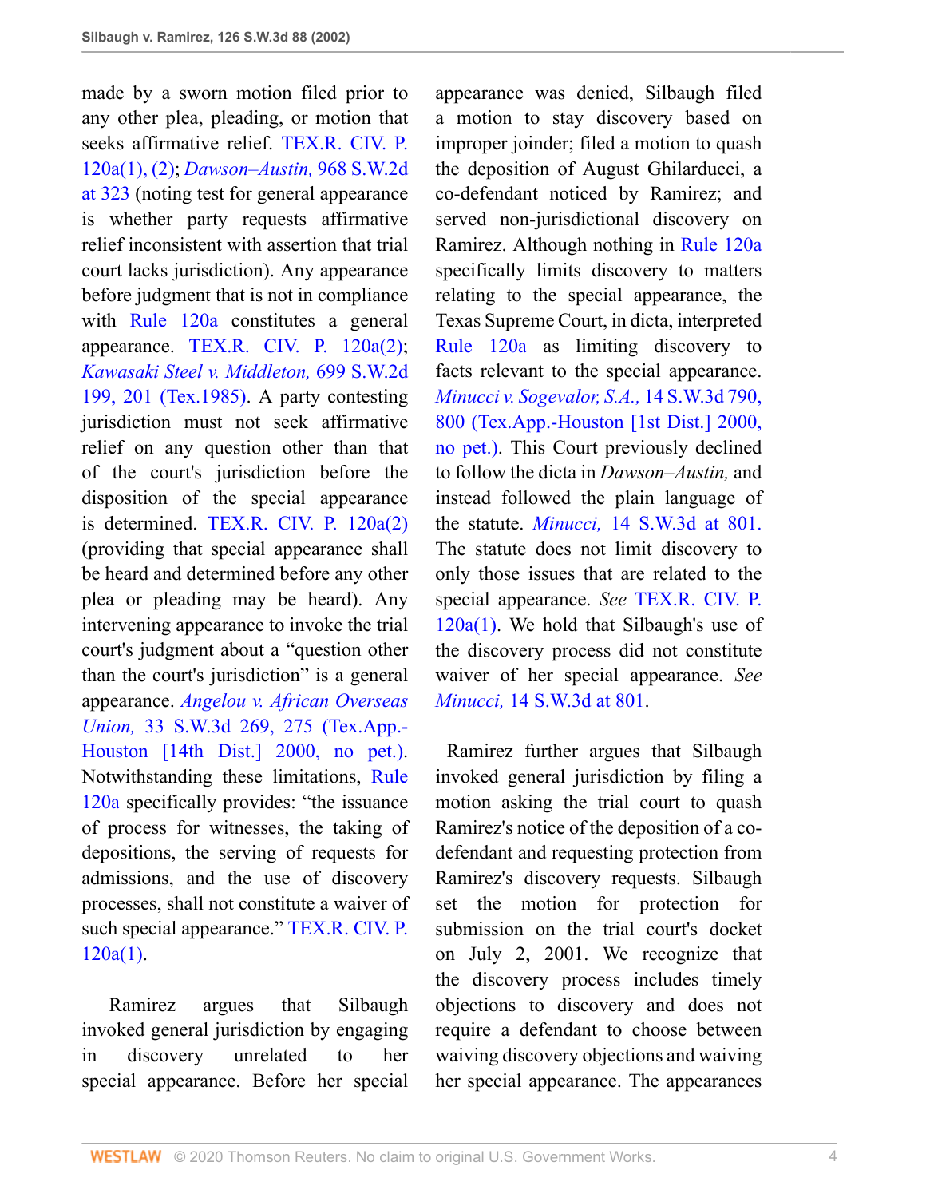made by a sworn motion filed prior to any other plea, pleading, or motion that seeks affirmative relief. TEX.R. CIV. P. 120a(1), (2); *Dawson–Austin,* 968 S.W.2d at 323 (noting test for general appearance is whether party requests affirmative relief inconsistent with assertion that trial court lacks jurisdiction). Any appearance before judgment that is not in compliance with Rule 120a constitutes a general appearance. TEX.R. CIV. P. 120a(2); *Kawasaki Steel v. Middleton,* 699 S.W.2d 199, 201 (Tex.1985). A party contesting jurisdiction must not seek affirmative relief on any question other than that of the court's jurisdiction before the disposition of the special appearance is determined. TEX.R. CIV. P. 120a(2) (providing that special appearance shall be heard and determined before any other plea or pleading may be heard). Any intervening appearance to invoke the trial court's judgment about a "question other than the court's jurisdiction" is a general appearance. *Angelou v. African Overseas Union,* 33 S.W.3d 269, 275 (Tex.App.-Houston [14th Dist.] 2000, no pet.). Notwithstanding these limitations, Rule 120a specifically provides: "the issuance of process for witnesses, the taking of depositions, the serving of requests for admissions, and the use of discovery processes, shall not constitute a waiver of such special appearance." TEX.R. CIV. P. 120a(1).

Ramirez argues that Silbaugh invoked general jurisdiction by engaging in discovery unrelated to her special appearance. Before her special appearance was denied, Silbaugh filed a motion to stay discovery based on improper joinder; filed a motion to quash the deposition of August Ghilarducci, a co-defendant noticed by Ramirez; and served non-jurisdictional discovery on Ramirez. Although nothing in Rule 120a specifically limits discovery to matters relating to the special appearance, the Texas Supreme Court, in dicta, interpreted Rule 120a as limiting discovery to facts relevant to the special appearance. *Minucci v. Sogevalor, S.A.,* 14 S.W.3d 790, 800 (Tex.App.-Houston [1st Dist.] 2000, no pet.). This Court previously declined to follow the dicta in *Dawson–Austin,* and instead followed the plain language of the statute. *Minucci,* 14 S.W.3d at 801. The statute does not limit discovery to only those issues that are related to the special appearance. *See* TEX.R. CIV. P. 120a(1). We hold that Silbaugh's use of the discovery process did not constitute waiver of her special appearance. *See Minucci,* 14 S.W.3d at 801.

Ramirez further argues that Silbaugh invoked general jurisdiction by filing a motion asking the trial court to quash Ramirez's notice of the deposition of a co-defendant and requesting protection from Ramirez's discovery requests. Silbaugh set the motion for protection for submission on the trial court's docket on July 2, 2001. We recognize that the discovery process includes timely objections to discovery and does not require a defendant to choose between waiving discovery objections and waiving her special appearance. The appearances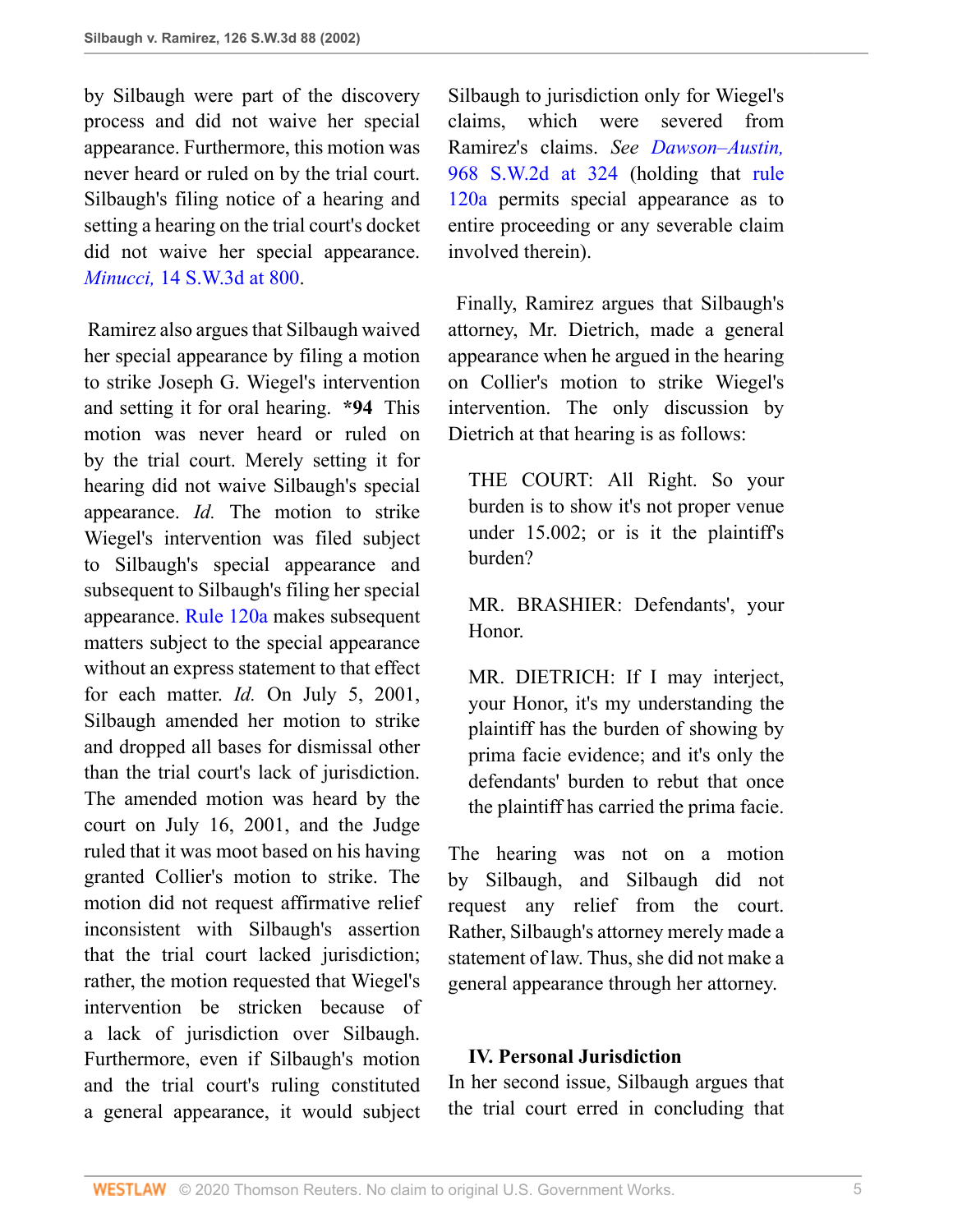by Silbaugh were part of the discovery process and did not waive her special appearance. Furthermore, this motion was never heard or ruled on by the trial court. Silbaugh's filing notice of a hearing and setting a hearing on the trial court's docket did not waive her special appearance. *Minucci,* 14 S.W.3d at 800.

Ramirez also argues that Silbaugh waived her special appearance by filing a motion to strike Joseph G. Wiegel's intervention and setting it for oral hearing. **\*94** This motion was never heard or ruled on by the trial court. Merely setting it for hearing did not waive Silbaugh's special appearance. *Id.* The motion to strike Wiegel's intervention was filed subject to Silbaugh's special appearance and subsequent to Silbaugh's filing her special appearance. Rule 120a makes subsequent matters subject to the special appearance without an express statement to that effect for each matter. *Id.* On July 5, 2001, Silbaugh amended her motion to strike and dropped all bases for dismissal other than the trial court's lack of jurisdiction. The amended motion was heard by the court on July 16, 2001, and the Judge ruled that it was moot based on his having granted Collier's motion to strike. The motion did not request affirmative relief inconsistent with Silbaugh's assertion that the trial court lacked jurisdiction; rather, the motion requested that Wiegel's intervention be stricken because of a lack of jurisdiction over Silbaugh. Furthermore, even if Silbaugh's motion and the trial court's ruling constituted a general appearance, it would subject Silbaugh to jurisdiction only for Wiegel's claims, which were severed from Ramirez's claims. *See Dawson–Austin,* 968 S.W.2d at 324 (holding that rule 120a permits special appearance as to entire proceeding or any severable claim involved therein).

Finally, Ramirez argues that Silbaugh's attorney, Mr. Dietrich, made a general appearance when he argued in the hearing on Collier's motion to strike Wiegel's intervention. The only discussion by Dietrich at that hearing is as follows:

> THE COURT: All Right. So your burden is to show it's not proper venue under 15.002; or is it the plaintiff's burden?
>
> MR. BRASHIER: Defendants', your Honor.
>
> MR. DIETRICH: If I may interject, your Honor, it's my understanding the plaintiff has the burden of showing by prima facie evidence; and it's only the defendants' burden to rebut that once the plaintiff has carried the prima facie.

The hearing was not on a motion by Silbaugh, and Silbaugh did not request any relief from the court. Rather, Silbaugh's attorney merely made a statement of law. Thus, she did not make a general appearance through her attorney.

### IV. Personal Jurisdiction

In her second issue, Silbaugh argues that the trial court erred in concluding that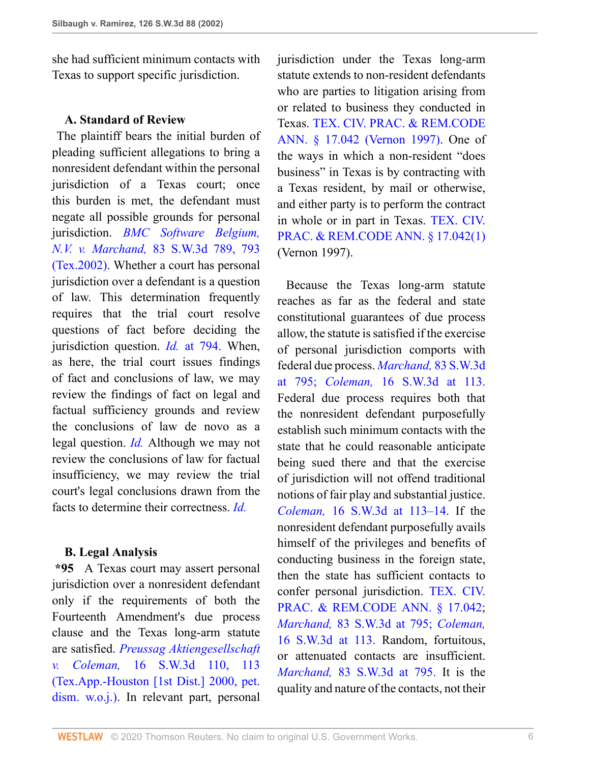she had sufficient minimum contacts with Texas to support specific jurisdiction.

### A. Standard of Review

The plaintiff bears the initial burden of pleading sufficient allegations to bring a nonresident defendant within the personal jurisdiction of a Texas court; once this burden is met, the defendant must negate all possible grounds for personal jurisdiction. *BMC Software Belgium, N.V. v. Marchand,* 83 S.W.3d 789, 793 (Tex.2002). Whether a court has personal jurisdiction over a defendant is a question of law. This determination frequently requires that the trial court resolve questions of fact before deciding the jurisdiction question. *Id.* at 794. When, as here, the trial court issues findings of fact and conclusions of law, we may review the findings of fact on legal and factual sufficiency grounds and review the conclusions of law de novo as a legal question. *Id.* Although we may not review the conclusions of law for factual insufficiency, we may review the trial court's legal conclusions drawn from the facts to determine their correctness. *Id.*

### B. Legal Analysis

**\*95** A Texas court may assert personal jurisdiction over a nonresident defendant only if the requirements of both the Fourteenth Amendment's due process clause and the Texas long-arm statute are satisfied. *Preussag Aktiengesellschaft v. Coleman,* 16 S.W.3d 110, 113 (Tex.App.-Houston [1st Dist.] 2000, pet. dism. w.o.j.). In relevant part, personal jurisdiction under the Texas long-arm statute extends to non-resident defendants who are parties to litigation arising from or related to business they conducted in Texas. TEX. CIV. PRAC. & REM.CODE ANN. § 17.042 (Vernon 1997). One of the ways in which a non-resident "does business" in Texas is by contracting with a Texas resident, by mail or otherwise, and either party is to perform the contract in whole or in part in Texas. TEX. CIV. PRAC. & REM.CODE ANN. § 17.042(1) (Vernon 1997).

Because the Texas long-arm statute reaches as far as the federal and state constitutional guarantees of due process allow, the statute is satisfied if the exercise of personal jurisdiction comports with federal due process. *Marchand,* 83 S.W.3d at 795; *Coleman,* 16 S.W.3d at 113. Federal due process requires both that the nonresident defendant purposefully establish such minimum contacts with the state that he could reasonable anticipate being sued there and that the exercise of jurisdiction will not offend traditional notions of fair play and substantial justice. *Coleman,* 16 S.W.3d at 113–14. If the nonresident defendant purposefully avails himself of the privileges and benefits of conducting business in the foreign state, then the state has sufficient contacts to confer personal jurisdiction. TEX. CIV. PRAC. & REM.CODE ANN. § 17.042; *Marchand,* 83 S.W.3d at 795; *Coleman,* 16 S.W.3d at 113. Random, fortuitous, or attenuated contacts are insufficient. *Marchand,* 83 S.W.3d at 795. It is the quality and nature of the contacts, not their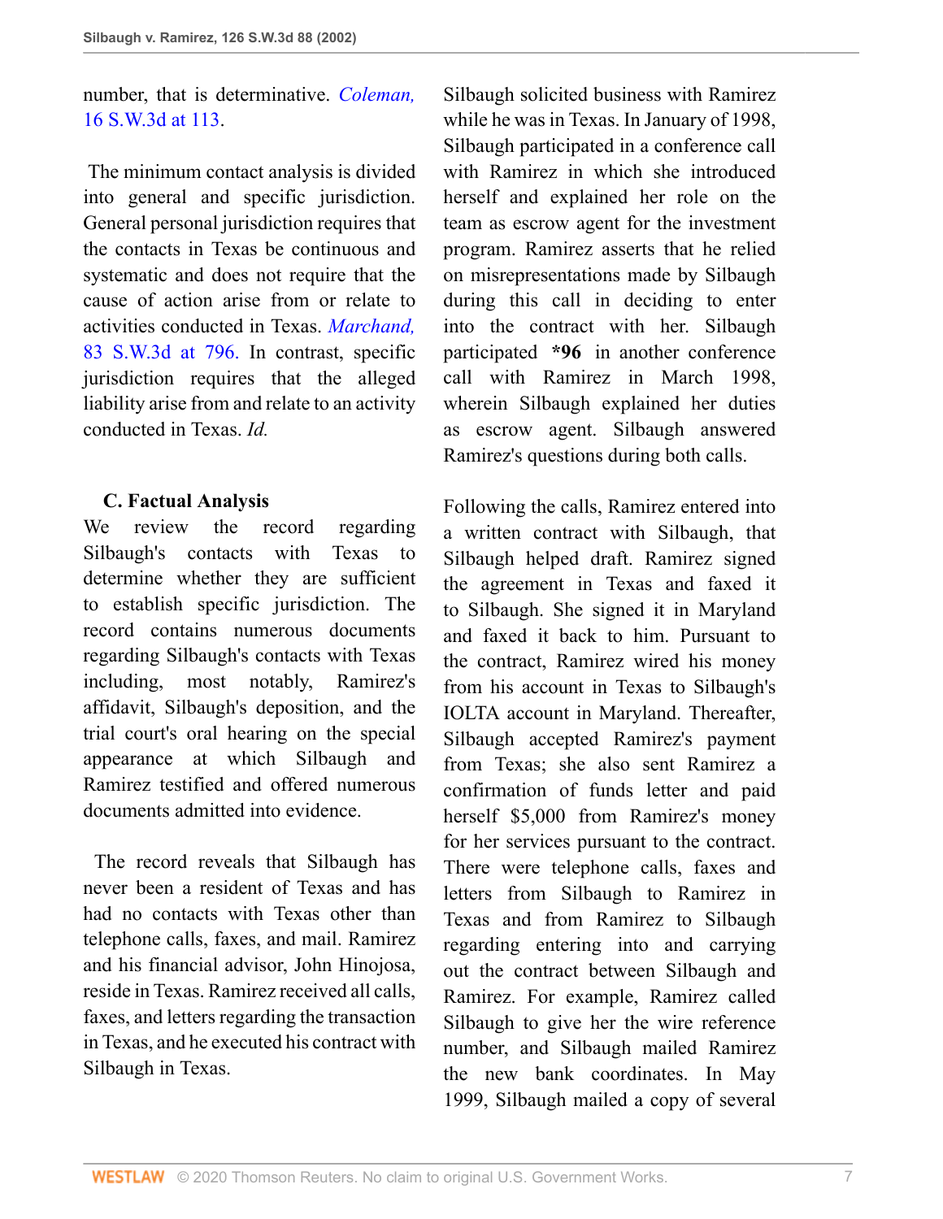number, that is determinative. *Coleman,* 16 S.W.3d at 113.

The minimum contact analysis is divided into general and specific jurisdiction. General personal jurisdiction requires that the contacts in Texas be continuous and systematic and does not require that the cause of action arise from or relate to activities conducted in Texas. *Marchand,* 83 S.W.3d at 796. In contrast, specific jurisdiction requires that the alleged liability arise from and relate to an activity conducted in Texas. *Id.*

### C. Factual Analysis

We review the record regarding Silbaugh's contacts with Texas to determine whether they are sufficient to establish specific jurisdiction. The record contains numerous documents regarding Silbaugh's contacts with Texas including, most notably, Ramirez's affidavit, Silbaugh's deposition, and the trial court's oral hearing on the special appearance at which Silbaugh and Ramirez testified and offered numerous documents admitted into evidence.

The record reveals that Silbaugh has never been a resident of Texas and has had no contacts with Texas other than telephone calls, faxes, and mail. Ramirez and his financial advisor, John Hinojosa, reside in Texas. Ramirez received all calls, faxes, and letters regarding the transaction in Texas, and he executed his contract with Silbaugh in Texas.

Silbaugh solicited business with Ramirez while he was in Texas. In January of 1998, Silbaugh participated in a conference call with Ramirez in which she introduced herself and explained her role on the team as escrow agent for the investment program. Ramirez asserts that he relied on misrepresentations made by Silbaugh during this call in deciding to enter into the contract with her. Silbaugh participated **\*96** in another conference call with Ramirez in March 1998, wherein Silbaugh explained her duties as escrow agent. Silbaugh answered Ramirez's questions during both calls.

Following the calls, Ramirez entered into a written contract with Silbaugh, that Silbaugh helped draft. Ramirez signed the agreement in Texas and faxed it to Silbaugh. She signed it in Maryland and faxed it back to him. Pursuant to the contract, Ramirez wired his money from his account in Texas to Silbaugh's IOLTA account in Maryland. Thereafter, Silbaugh accepted Ramirez's payment from Texas; she also sent Ramirez a confirmation of funds letter and paid herself $5,000 from Ramirez's money for her services pursuant to the contract. There were telephone calls, faxes and letters from Silbaugh to Ramirez in Texas and from Ramirez to Silbaugh regarding entering into and carrying out the contract between Silbaugh and Ramirez. For example, Ramirez called Silbaugh to give her the wire reference number, and Silbaugh mailed Ramirez the new bank coordinates. In May 1999, Silbaugh mailed a copy of several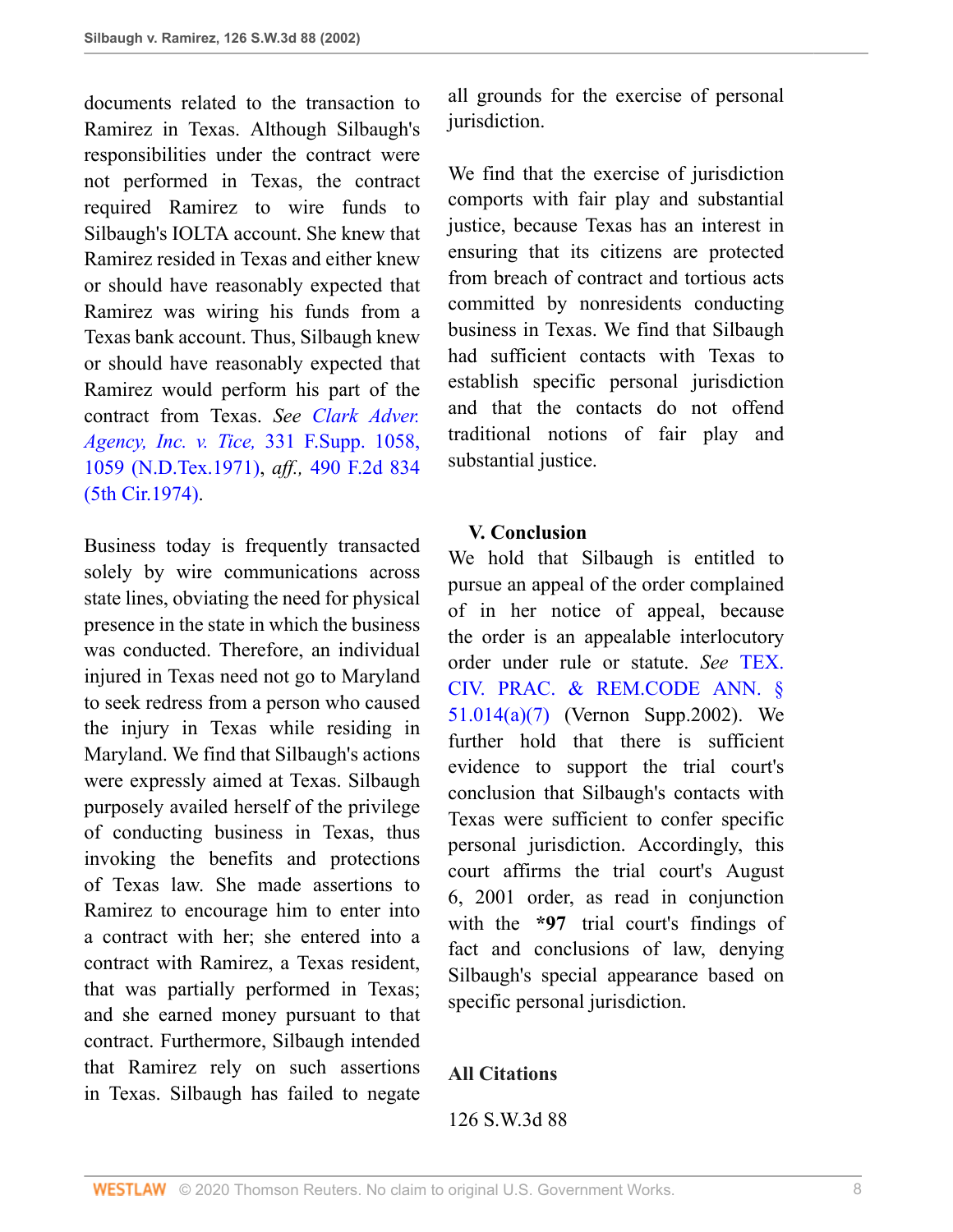documents related to the transaction to Ramirez in Texas. Although Silbaugh's responsibilities under the contract were not performed in Texas, the contract required Ramirez to wire funds to Silbaugh's IOLTA account. She knew that Ramirez resided in Texas and either knew or should have reasonably expected that Ramirez was wiring his funds from a Texas bank account. Thus, Silbaugh knew or should have reasonably expected that Ramirez would perform his part of the contract from Texas. *See Clark Adver. Agency, Inc. v. Tice,* 331 F.Supp. 1058, 1059 (N.D.Tex.1971), *aff.,* 490 F.2d 834 (5th Cir.1974).

Business today is frequently transacted solely by wire communications across state lines, obviating the need for physical presence in the state in which the business was conducted. Therefore, an individual injured in Texas need not go to Maryland to seek redress from a person who caused the injury in Texas while residing in Maryland. We find that Silbaugh's actions were expressly aimed at Texas. Silbaugh purposely availed herself of the privilege of conducting business in Texas, thus invoking the benefits and protections of Texas law. She made assertions to Ramirez to encourage him to enter into a contract with her; she entered into a contract with Ramirez, a Texas resident, that was partially performed in Texas; and she earned money pursuant to that contract. Furthermore, Silbaugh intended that Ramirez rely on such assertions in Texas. Silbaugh has failed to negate all grounds for the exercise of personal jurisdiction.

We find that the exercise of jurisdiction comports with fair play and substantial justice, because Texas has an interest in ensuring that its citizens are protected from breach of contract and tortious acts committed by nonresidents conducting business in Texas. We find that Silbaugh had sufficient contacts with Texas to establish specific personal jurisdiction and that the contacts do not offend traditional notions of fair play and substantial justice.

## V. Conclusion

We hold that Silbaugh is entitled to pursue an appeal of the order complained of in her notice of appeal, because the order is an appealable interlocutory order under rule or statute. *See* TEX. CIV. PRAC. & REM.CODE ANN. § 51.014(a)(7) (Vernon Supp.2002). We further hold that there is sufficient evidence to support the trial court's conclusion that Silbaugh's contacts with Texas were sufficient to confer specific personal jurisdiction. Accordingly, this court affirms the trial court's August 6, 2001 order, as read in conjunction with the **\*97** trial court's findings of fact and conclusions of law, denying Silbaugh's special appearance based on specific personal jurisdiction.

## All Citations

126 S.W.3d 88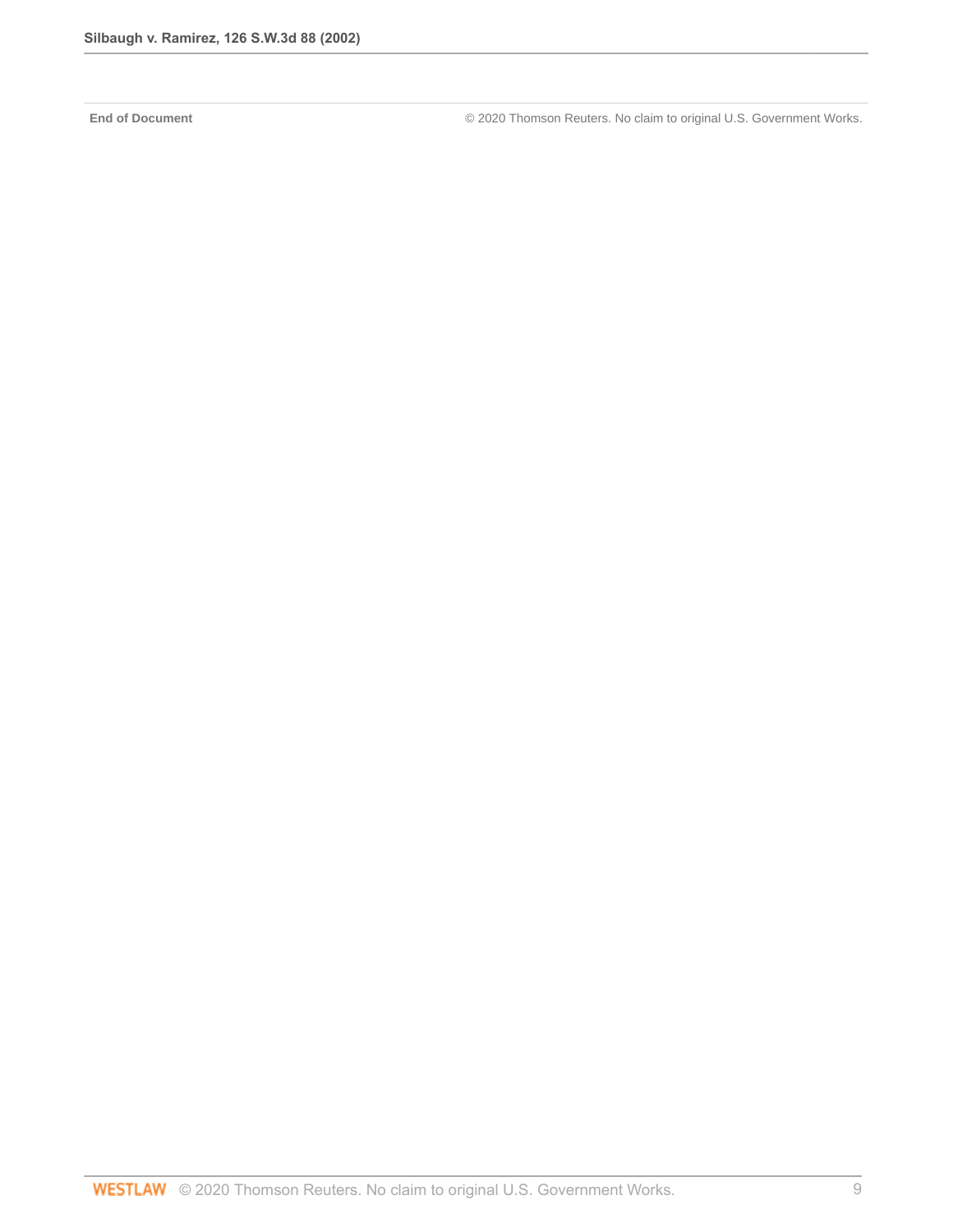**End of Document** © 2020 Thomson Reuters. No claim to original U.S. Government Works.